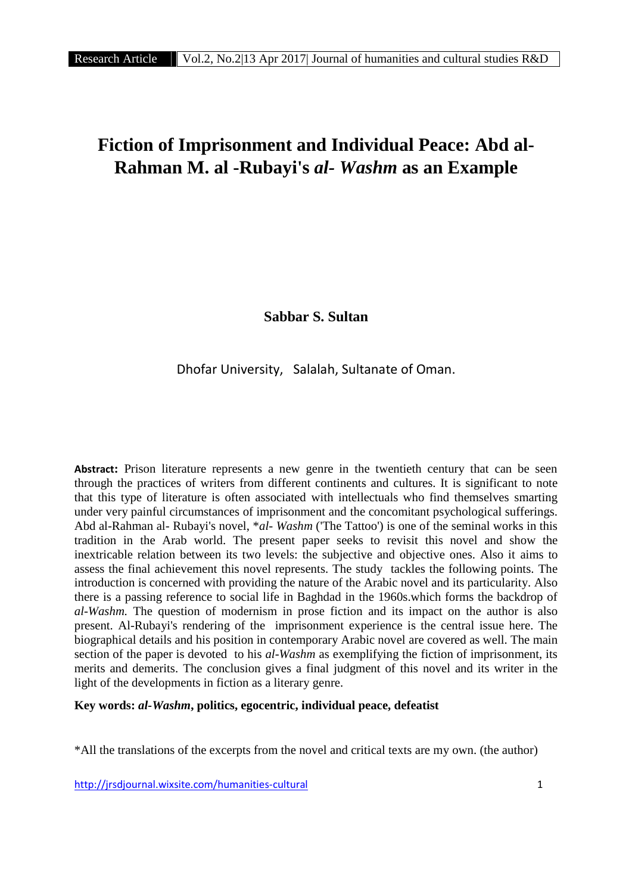# Fiction of Imprisonment and Individual Peace: Abd al-Rahman M. al -Rubayi's *al- Washm* as an Example

**Sabbar S. Sultan**

Dhofar University, Salalah, Sultanate of Oman.

**Abstract:** Prison literature represents a new genre in the twentieth century that can be seen through the practices of writers from different continents and cultures. It is significant to note that this type of literature is often associated with intellectuals who find themselves smarting under very painful circumstances of imprisonment and the concomitant psychological sufferings. Abd al-Rahman al- Rubayi's novel, **al- Washm* ('The Tattoo') is one of the seminal works in this tradition in the Arab world. The present paper seeks to revisit this novel and show the inextricable relation between its two levels: the subjective and objective ones. Also it aims to assess the final achievement this novel represents. The study tackles the following points. The introduction is concerned with providing the nature of the Arabic novel and its particularity. Also there is a passing reference to social life in Baghdad in the 1960s.which forms the backdrop of *al-Washm.* The question of modernism in prose fiction and its impact on the author is also present. Al-Rubayi's rendering of the imprisonment experience is the central issue here. The biographical details and his position in contemporary Arabic novel are covered as well. The main section of the paper is devoted to his *al-Washm* as exemplifying the fiction of imprisonment, its merits and demerits. The conclusion gives a final judgment of this novel and its writer in the light of the developments in fiction as a literary genre.

**Key words: *al-Washm*, politics, egocentric, individual peace, defeatist**

*All the translations of the excerpts from the novel and critical texts are my own. (the author)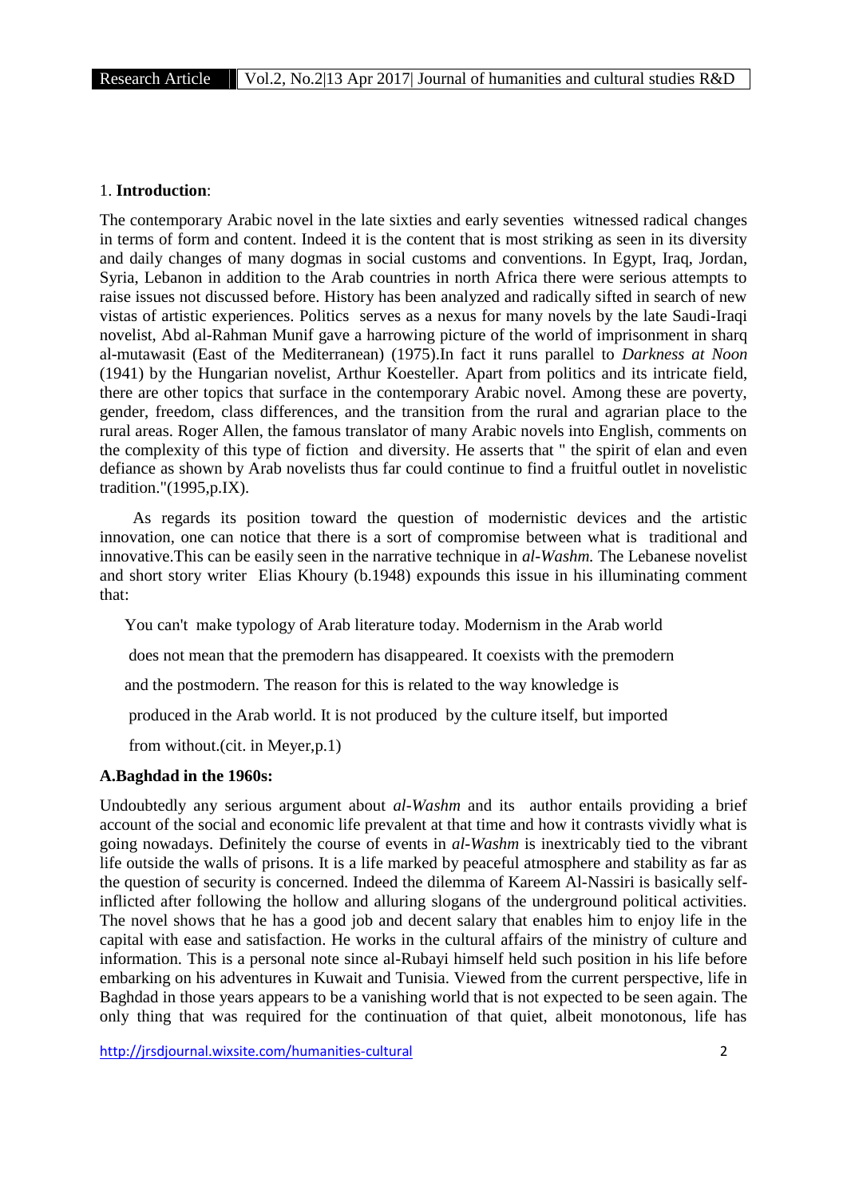## 1. **Introduction**:

The contemporary Arabic novel in the late sixties and early seventies witnessed radical changes in terms of form and content. Indeed it is the content that is most striking as seen in its diversity and daily changes of many dogmas in social customs and conventions. In Egypt, Iraq, Jordan, Syria, Lebanon in addition to the Arab countries in north Africa there were serious attempts to raise issues not discussed before. History has been analyzed and radically sifted in search of new vistas of artistic experiences. Politics serves as a nexus for many novels by the late Saudi-Iraqi novelist, Abd al-Rahman Munif gave a harrowing picture of the world of imprisonment in sharq al-mutawasit (East of the Mediterranean) (1975).In fact it runs parallel to *Darkness at Noon* (1941) by the Hungarian novelist, Arthur Koesteller. Apart from politics and its intricate field, there are other topics that surface in the contemporary Arabic novel. Among these are poverty, gender, freedom, class differences, and the transition from the rural and agrarian place to the rural areas. Roger Allen, the famous translator of many Arabic novels into English, comments on the complexity of this type of fiction and diversity. He asserts that " the spirit of elan and even defiance as shown by Arab novelists thus far could continue to find a fruitful outlet in novelistic tradition."(1995,p.IX).

As regards its position toward the question of modernistic devices and the artistic innovation, one can notice that there is a sort of compromise between what is traditional and innovative.This can be easily seen in the narrative technique in *al-Washm.* The Lebanese novelist and short story writer Elias Khoury (b.1948) expounds this issue in his illuminating comment that:

> You can't make typology of Arab literature today. Modernism in the Arab world does not mean that the premodern has disappeared. It coexists with the premodern and the postmodern. The reason for this is related to the way knowledge is produced in the Arab world. It is not produced by the culture itself, but imported from without.(cit. in Meyer,p.1)

### **A.Baghdad in the 1960s:**

Undoubtedly any serious argument about *al-Washm* and its author entails providing a brief account of the social and economic life prevalent at that time and how it contrasts vividly what is going nowadays. Definitely the course of events in *al-Washm* is inextricably tied to the vibrant life outside the walls of prisons. It is a life marked by peaceful atmosphere and stability as far as the question of security is concerned. Indeed the dilemma of Kareem Al-Nassiri is basically self-inflicted after following the hollow and alluring slogans of the underground political activities. The novel shows that he has a good job and decent salary that enables him to enjoy life in the capital with ease and satisfaction. He works in the cultural affairs of the ministry of culture and information. This is a personal note since al-Rubayi himself held such position in his life before embarking on his adventures in Kuwait and Tunisia. Viewed from the current perspective, life in Baghdad in those years appears to be a vanishing world that is not expected to be seen again. The only thing that was required for the continuation of that quiet, albeit monotonous, life has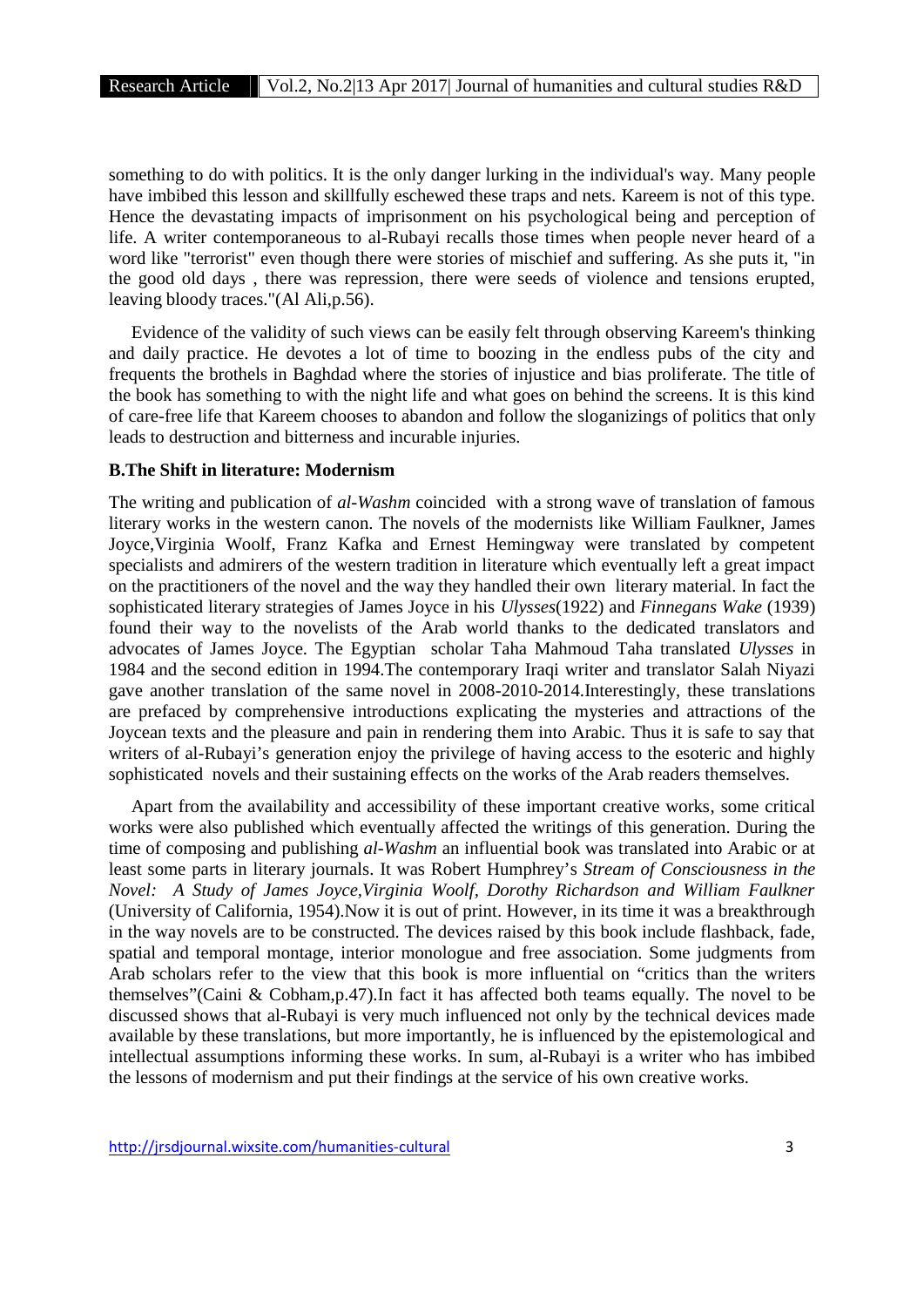something to do with politics. It is the only danger lurking in the individual's way. Many people have imbibed this lesson and skillfully eschewed these traps and nets. Kareem is not of this type. Hence the devastating impacts of imprisonment on his psychological being and perception of life. A writer contemporaneous to al-Rubayi recalls those times when people never heard of a word like "terrorist" even though there were stories of mischief and suffering. As she puts it, "in the good old days , there was repression, there were seeds of violence and tensions erupted, leaving bloody traces."(Al Ali,p.56).

Evidence of the validity of such views can be easily felt through observing Kareem's thinking and daily practice. He devotes a lot of time to boozing in the endless pubs of the city and frequents the brothels in Baghdad where the stories of injustice and bias proliferate. The title of the book has something to with the night life and what goes on behind the screens. It is this kind of care-free life that Kareem chooses to abandon and follow the sloganizings of politics that only leads to destruction and bitterness and incurable injuries.

### B.The Shift in literature: Modernism

The writing and publication of *al-Washm* coincided with a strong wave of translation of famous literary works in the western canon. The novels of the modernists like William Faulkner, James Joyce,Virginia Woolf, Franz Kafka and Ernest Hemingway were translated by competent specialists and admirers of the western tradition in literature which eventually left a great impact on the practitioners of the novel and the way they handled their own literary material. In fact the sophisticated literary strategies of James Joyce in his *Ulysses*(1922) and *Finnegans Wake* (1939) found their way to the novelists of the Arab world thanks to the dedicated translators and advocates of James Joyce. The Egyptian scholar Taha Mahmoud Taha translated *Ulysses* in 1984 and the second edition in 1994.The contemporary Iraqi writer and translator Salah Niyazi gave another translation of the same novel in 2008-2010-2014.Interestingly, these translations are prefaced by comprehensive introductions explicating the mysteries and attractions of the Joycean texts and the pleasure and pain in rendering them into Arabic. Thus it is safe to say that writers of al-Rubayi's generation enjoy the privilege of having access to the esoteric and highly sophisticated novels and their sustaining effects on the works of the Arab readers themselves.

Apart from the availability and accessibility of these important creative works, some critical works were also published which eventually affected the writings of this generation. During the time of composing and publishing *al-Washm* an influential book was translated into Arabic or at least some parts in literary journals. It was Robert Humphrey's *Stream of Consciousness in the Novel: A Study of James Joyce,Virginia Woolf, Dorothy Richardson and William Faulkner* (University of California, 1954).Now it is out of print. However, in its time it was a breakthrough in the way novels are to be constructed. The devices raised by this book include flashback, fade, spatial and temporal montage, interior monologue and free association. Some judgments from Arab scholars refer to the view that this book is more influential on "critics than the writers themselves"(Caini & Cobham,p.47).In fact it has affected both teams equally. The novel to be discussed shows that al-Rubayi is very much influenced not only by the technical devices made available by these translations, but more importantly, he is influenced by the epistemological and intellectual assumptions informing these works. In sum, al-Rubayi is a writer who has imbibed the lessons of modernism and put their findings at the service of his own creative works.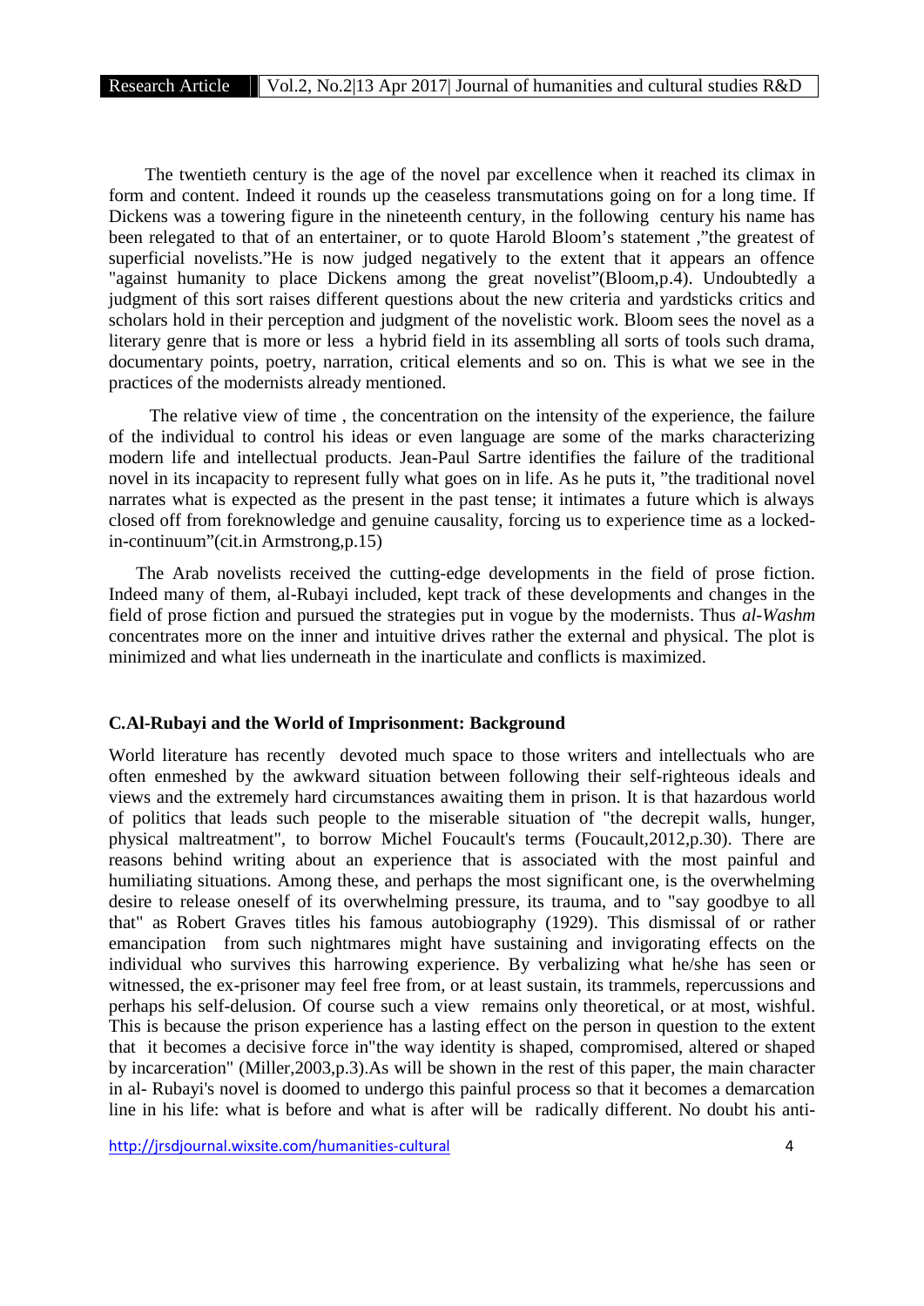The twentieth century is the age of the novel par excellence when it reached its climax in form and content. Indeed it rounds up the ceaseless transmutations going on for a long time. If Dickens was a towering figure in the nineteenth century, in the following century his name has been relegated to that of an entertainer, or to quote Harold Bloom's statement ,"the greatest of superficial novelists."He is now judged negatively to the extent that it appears an offence "against humanity to place Dickens among the great novelist"(Bloom,p.4). Undoubtedly a judgment of this sort raises different questions about the new criteria and yardsticks critics and scholars hold in their perception and judgment of the novelistic work. Bloom sees the novel as a literary genre that is more or less a hybrid field in its assembling all sorts of tools such drama, documentary points, poetry, narration, critical elements and so on. This is what we see in the practices of the modernists already mentioned.

The relative view of time , the concentration on the intensity of the experience, the failure of the individual to control his ideas or even language are some of the marks characterizing modern life and intellectual products. Jean-Paul Sartre identifies the failure of the traditional novel in its incapacity to represent fully what goes on in life. As he puts it, "the traditional novel narrates what is expected as the present in the past tense; it intimates a future which is always closed off from foreknowledge and genuine causality, forcing us to experience time as a locked-in-continuum"(cit.in Armstrong,p.15)

The Arab novelists received the cutting-edge developments in the field of prose fiction. Indeed many of them, al-Rubayi included, kept track of these developments and changes in the field of prose fiction and pursued the strategies put in vogue by the modernists. Thus *al-Washm* concentrates more on the inner and intuitive drives rather the external and physical. The plot is minimized and what lies underneath in the inarticulate and conflicts is maximized.

### C.Al-Rubayi and the World of Imprisonment: Background

World literature has recently devoted much space to those writers and intellectuals who are often enmeshed by the awkward situation between following their self-righteous ideals and views and the extremely hard circumstances awaiting them in prison. It is that hazardous world of politics that leads such people to the miserable situation of "the decrepit walls, hunger, physical maltreatment", to borrow Michel Foucault's terms (Foucault,2012,p.30). There are reasons behind writing about an experience that is associated with the most painful and humiliating situations. Among these, and perhaps the most significant one, is the overwhelming desire to release oneself of its overwhelming pressure, its trauma, and to "say goodbye to all that" as Robert Graves titles his famous autobiography (1929). This dismissal of or rather emancipation from such nightmares might have sustaining and invigorating effects on the individual who survives this harrowing experience. By verbalizing what he/she has seen or witnessed, the ex-prisoner may feel free from, or at least sustain, its trammels, repercussions and perhaps his self-delusion. Of course such a view remains only theoretical, or at most, wishful. This is because the prison experience has a lasting effect on the person in question to the extent that it becomes a decisive force in"the way identity is shaped, compromised, altered or shaped by incarceration" (Miller,2003,p.3).As will be shown in the rest of this paper, the main character in al- Rubayi's novel is doomed to undergo this painful process so that it becomes a demarcation line in his life: what is before and what is after will be radically different. No doubt his anti-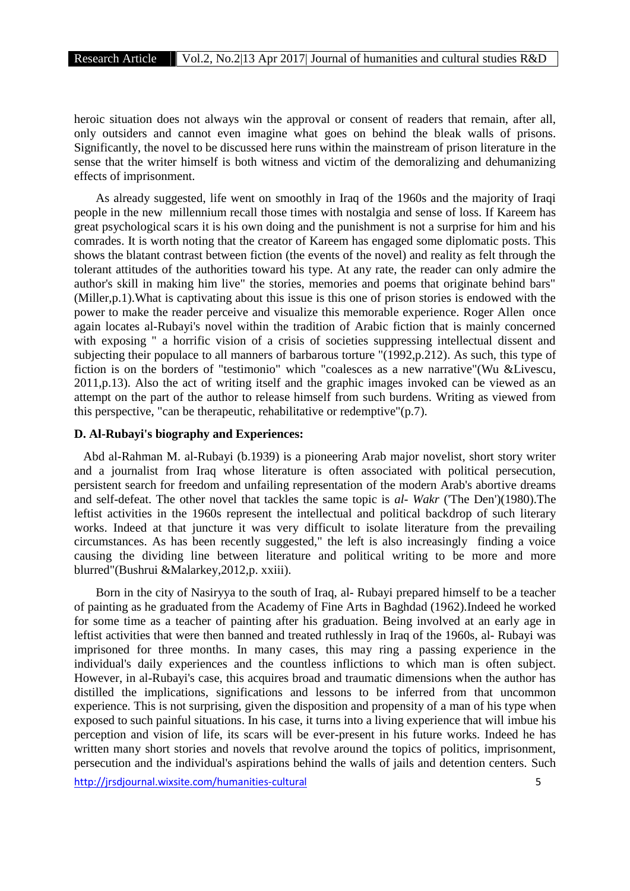heroic situation does not always win the approval or consent of readers that remain, after all, only outsiders and cannot even imagine what goes on behind the bleak walls of prisons. Significantly, the novel to be discussed here runs within the mainstream of prison literature in the sense that the writer himself is both witness and victim of the demoralizing and dehumanizing effects of imprisonment.

As already suggested, life went on smoothly in Iraq of the 1960s and the majority of Iraqi people in the new millennium recall those times with nostalgia and sense of loss. If Kareem has great psychological scars it is his own doing and the punishment is not a surprise for him and his comrades. It is worth noting that the creator of Kareem has engaged some diplomatic posts. This shows the blatant contrast between fiction (the events of the novel) and reality as felt through the tolerant attitudes of the authorities toward his type. At any rate, the reader can only admire the author's skill in making him live" the stories, memories and poems that originate behind bars" (Miller,p.1).What is captivating about this issue is this one of prison stories is endowed with the power to make the reader perceive and visualize this memorable experience. Roger Allen once again locates al-Rubayi's novel within the tradition of Arabic fiction that is mainly concerned with exposing " a horrific vision of a crisis of societies suppressing intellectual dissent and subjecting their populace to all manners of barbarous torture "(1992,p.212). As such, this type of fiction is on the borders of "testimonio" which "coalesces as a new narrative"(Wu &Livescu, 2011,p.13). Also the act of writing itself and the graphic images invoked can be viewed as an attempt on the part of the author to release himself from such burdens. Writing as viewed from this perspective, "can be therapeutic, rehabilitative or redemptive"(p.7).

### D. Al-Rubayi's biography and Experiences:

Abd al-Rahman M. al-Rubayi (b.1939) is a pioneering Arab major novelist, short story writer and a journalist from Iraq whose literature is often associated with political persecution, persistent search for freedom and unfailing representation of the modern Arab's abortive dreams and self-defeat. The other novel that tackles the same topic is *al- Wakr* ('The Den')(1980).The leftist activities in the 1960s represent the intellectual and political backdrop of such literary works. Indeed at that juncture it was very difficult to isolate literature from the prevailing circumstances. As has been recently suggested," the left is also increasingly finding a voice causing the dividing line between literature and political writing to be more and more blurred"(Bushrui &Malarkey,2012,p. xxiii).

Born in the city of Nasiryya to the south of Iraq, al- Rubayi prepared himself to be a teacher of painting as he graduated from the Academy of Fine Arts in Baghdad (1962).Indeed he worked for some time as a teacher of painting after his graduation. Being involved at an early age in leftist activities that were then banned and treated ruthlessly in Iraq of the 1960s, al- Rubayi was imprisoned for three months. In many cases, this may ring a passing experience in the individual's daily experiences and the countless inflictions to which man is often subject. However, in al-Rubayi's case, this acquires broad and traumatic dimensions when the author has distilled the implications, significations and lessons to be inferred from that uncommon experience. This is not surprising, given the disposition and propensity of a man of his type when exposed to such painful situations. In his case, it turns into a living experience that will imbue his perception and vision of life, its scars will be ever-present in his future works. Indeed he has written many short stories and novels that revolve around the topics of politics, imprisonment, persecution and the individual's aspirations behind the walls of jails and detention centers. Such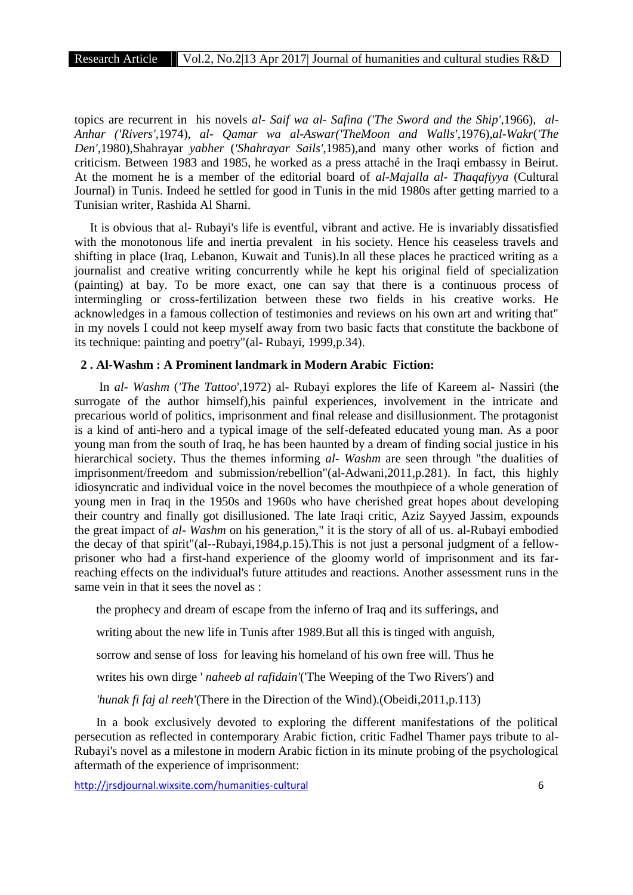topics are recurrent in his novels *al- Saif wa al- Safina ('The Sword and the Ship'*,1966), *al- Anhar ('Rivers'*,1974), *al- Qamar wa al-Aswar('TheMoon and Walls'*,1976),*al-Wakr*(*'The Den'*,1980),Shahrayar *yabher* (*'Shahrayar Sails'*,1985),and many other works of fiction and criticism. Between 1983 and 1985, he worked as a press attaché in the Iraqi embassy in Beirut. At the moment he is a member of the editorial board of *al-Majalla al- Thaqafiyya* (Cultural Journal) in Tunis. Indeed he settled for good in Tunis in the mid 1980s after getting married to a Tunisian writer, Rashida Al Sharni.

It is obvious that al- Rubayi's life is eventful, vibrant and active. He is invariably dissatisfied with the monotonous life and inertia prevalent in his society. Hence his ceaseless travels and shifting in place (Iraq, Lebanon, Kuwait and Tunis).In all these places he practiced writing as a journalist and creative writing concurrently while he kept his original field of specialization (painting) at bay. To be more exact, one can say that there is a continuous process of intermingling or cross-fertilization between these two fields in his creative works. He acknowledges in a famous collection of testimonies and reviews on his own art and writing that" in my novels I could not keep myself away from two basic facts that constitute the backbone of its technique: painting and poetry"(al- Rubayi, 1999,p.34).

## 2 . Al-Washm : A Prominent landmark in Modern Arabic Fiction:

In *al- Washm* (*'The Tattoo*',1972) al- Rubayi explores the life of Kareem al- Nassiri (the surrogate of the author himself),his painful experiences, involvement in the intricate and precarious world of politics, imprisonment and final release and disillusionment. The protagonist is a kind of anti-hero and a typical image of the self-defeated educated young man. As a poor young man from the south of Iraq, he has been haunted by a dream of finding social justice in his hierarchical society. Thus the themes informing *al- Washm* are seen through "the dualities of imprisonment/freedom and submission/rebellion"(al-Adwani,2011,p.281). In fact, this highly idiosyncratic and individual voice in the novel becomes the mouthpiece of a whole generation of young men in Iraq in the 1950s and 1960s who have cherished great hopes about developing their country and finally got disillusioned. The late Iraqi critic, Aziz Sayyed Jassim, expounds the great impact of *al- Washm* on his generation," it is the story of all of us. al-Rubayi embodied the decay of that spirit"(al--Rubayi,1984,p.15).This is not just a personal judgment of a fellow-prisoner who had a first-hand experience of the gloomy world of imprisonment and its far-reaching effects on the individual's future attitudes and reactions. Another assessment runs in the same vein in that it sees the novel as :

> the prophecy and dream of escape from the inferno of Iraq and its sufferings, and writing about the new life in Tunis after 1989.But all this is tinged with anguish, sorrow and sense of loss for leaving his homeland of his own free will. Thus he writes his own dirge ' *naheeb al rafidain'*('The Weeping of the Two Rivers') and *'hunak fi faj al reeh'*(There in the Direction of the Wind).(Obeidi,2011,p.113)

In a book exclusively devoted to exploring the different manifestations of the political persecution as reflected in contemporary Arabic fiction, critic Fadhel Thamer pays tribute to al-Rubayi's novel as a milestone in modern Arabic fiction in its minute probing of the psychological aftermath of the experience of imprisonment: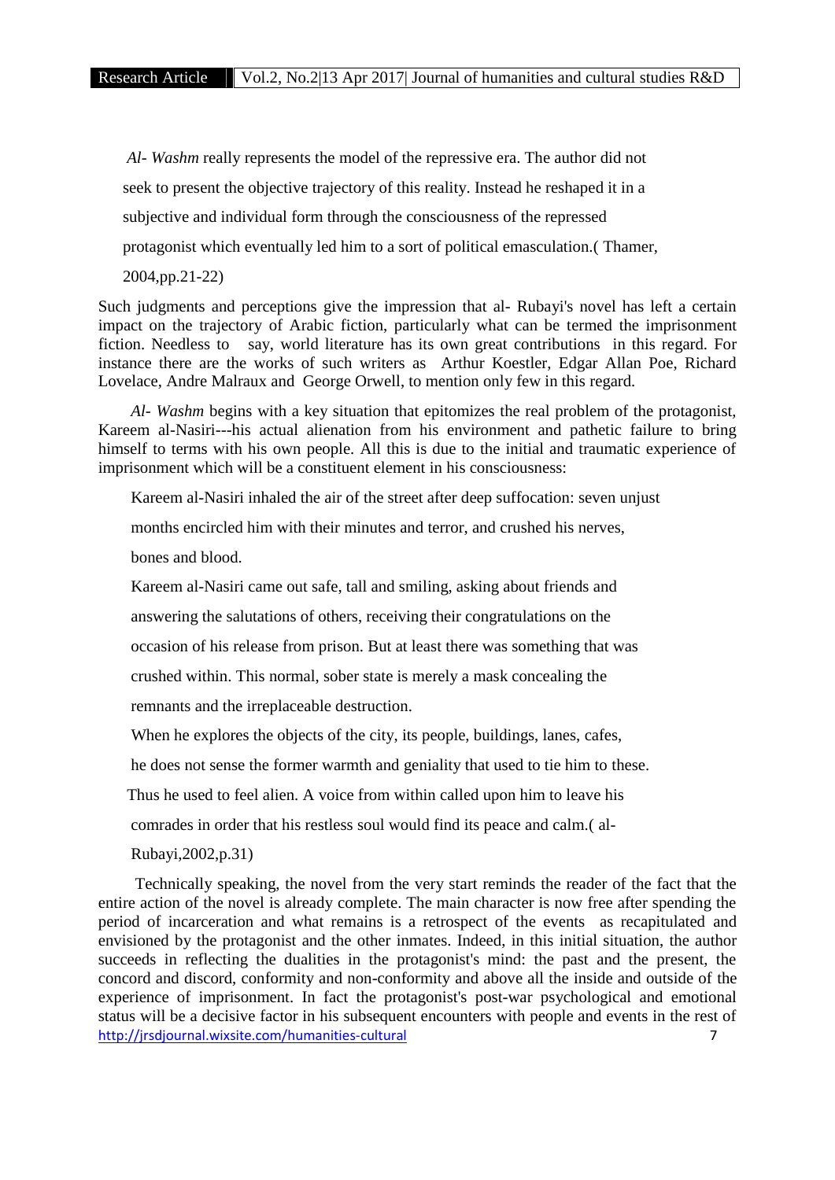> *Al- Washm* really represents the model of the repressive era. The author did not seek to present the objective trajectory of this reality. Instead he reshaped it in a subjective and individual form through the consciousness of the repressed protagonist which eventually led him to a sort of political emasculation.( Thamer, 2004,pp.21-22)

Such judgments and perceptions give the impression that al- Rubayi's novel has left a certain impact on the trajectory of Arabic fiction, particularly what can be termed the imprisonment fiction. Needless to say, world literature has its own great contributions in this regard. For instance there are the works of such writers as Arthur Koestler, Edgar Allan Poe, Richard Lovelace, Andre Malraux and George Orwell, to mention only few in this regard.

*Al- Washm* begins with a key situation that epitomizes the real problem of the protagonist, Kareem al-Nasiri---his actual alienation from his environment and pathetic failure to bring himself to terms with his own people. All this is due to the initial and traumatic experience of imprisonment which will be a constituent element in his consciousness:

> Kareem al-Nasiri inhaled the air of the street after deep suffocation: seven unjust months encircled him with their minutes and terror, and crushed his nerves, bones and blood.
>
> Kareem al-Nasiri came out safe, tall and smiling, asking about friends and answering the salutations of others, receiving their congratulations on the occasion of his release from prison. But at least there was something that was crushed within. This normal, sober state is merely a mask concealing the remnants and the irreplaceable destruction.
>
> When he explores the objects of the city, its people, buildings, lanes, cafes, he does not sense the former warmth and geniality that used to tie him to these. Thus he used to feel alien. A voice from within called upon him to leave his comrades in order that his restless soul would find its peace and calm.( al-Rubayi,2002,p.31)

Technically speaking, the novel from the very start reminds the reader of the fact that the entire action of the novel is already complete. The main character is now free after spending the period of incarceration and what remains is a retrospect of the events as recapitulated and envisioned by the protagonist and the other inmates. Indeed, in this initial situation, the author succeeds in reflecting the dualities in the protagonist's mind: the past and the present, the concord and discord, conformity and non-conformity and above all the inside and outside of the experience of imprisonment. In fact the protagonist's post-war psychological and emotional status will be a decisive factor in his subsequent encounters with people and events in the rest of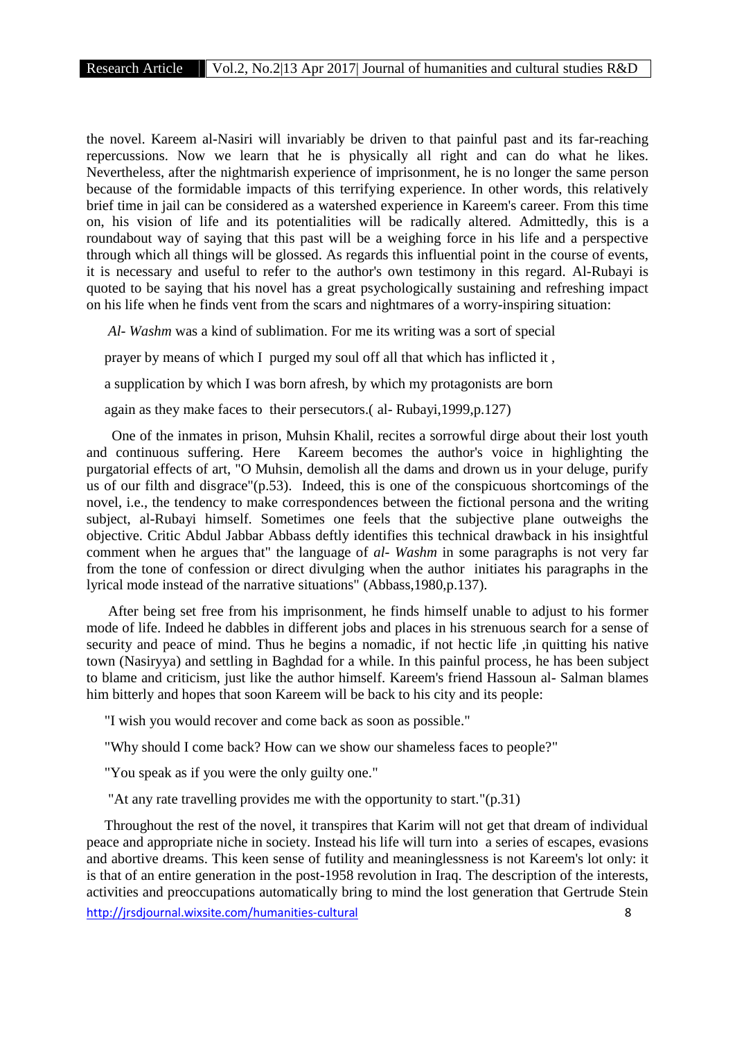the novel. Kareem al-Nasiri will invariably be driven to that painful past and its far-reaching repercussions. Now we learn that he is physically all right and can do what he likes. Nevertheless, after the nightmarish experience of imprisonment, he is no longer the same person because of the formidable impacts of this terrifying experience. In other words, this relatively brief time in jail can be considered as a watershed experience in Kareem's career. From this time on, his vision of life and its potentialities will be radically altered. Admittedly, this is a roundabout way of saying that this past will be a weighing force in his life and a perspective through which all things will be glossed. As regards this influential point in the course of events, it is necessary and useful to refer to the author's own testimony in this regard. Al-Rubayi is quoted to be saying that his novel has a great psychologically sustaining and refreshing impact on his life when he finds vent from the scars and nightmares of a worry-inspiring situation:

> *Al- Washm* was a kind of sublimation. For me its writing was a sort of special
>
> prayer by means of which I purged my soul off all that which has inflicted it ,
>
> a supplication by which I was born afresh, by which my protagonists are born
>
> again as they make faces to their persecutors.( al- Rubayi,1999,p.127)

One of the inmates in prison, Muhsin Khalil, recites a sorrowful dirge about their lost youth and continuous suffering. Here Kareem becomes the author's voice in highlighting the purgatorial effects of art, "O Muhsin, demolish all the dams and drown us in your deluge, purify us of our filth and disgrace"(p.53). Indeed, this is one of the conspicuous shortcomings of the novel, i.e., the tendency to make correspondences between the fictional persona and the writing subject, al-Rubayi himself. Sometimes one feels that the subjective plane outweighs the objective. Critic Abdul Jabbar Abbass deftly identifies this technical drawback in his insightful comment when he argues that" the language of *al- Washm* in some paragraphs is not very far from the tone of confession or direct divulging when the author initiates his paragraphs in the lyrical mode instead of the narrative situations" (Abbass,1980,p.137).

After being set free from his imprisonment, he finds himself unable to adjust to his former mode of life. Indeed he dabbles in different jobs and places in his strenuous search for a sense of security and peace of mind. Thus he begins a nomadic, if not hectic life ,in quitting his native town (Nasiryya) and settling in Baghdad for a while. In this painful process, he has been subject to blame and criticism, just like the author himself. Kareem's friend Hassoun al- Salman blames him bitterly and hopes that soon Kareem will be back to his city and its people:

> "I wish you would recover and come back as soon as possible."
>
> "Why should I come back? How can we show our shameless faces to people?"
>
> "You speak as if you were the only guilty one."
>
> "At any rate travelling provides me with the opportunity to start."(p.31)

Throughout the rest of the novel, it transpires that Karim will not get that dream of individual peace and appropriate niche in society. Instead his life will turn into a series of escapes, evasions and abortive dreams. This keen sense of futility and meaninglessness is not Kareem's lot only: it is that of an entire generation in the post-1958 revolution in Iraq. The description of the interests, activities and preoccupations automatically bring to mind the lost generation that Gertrude Stein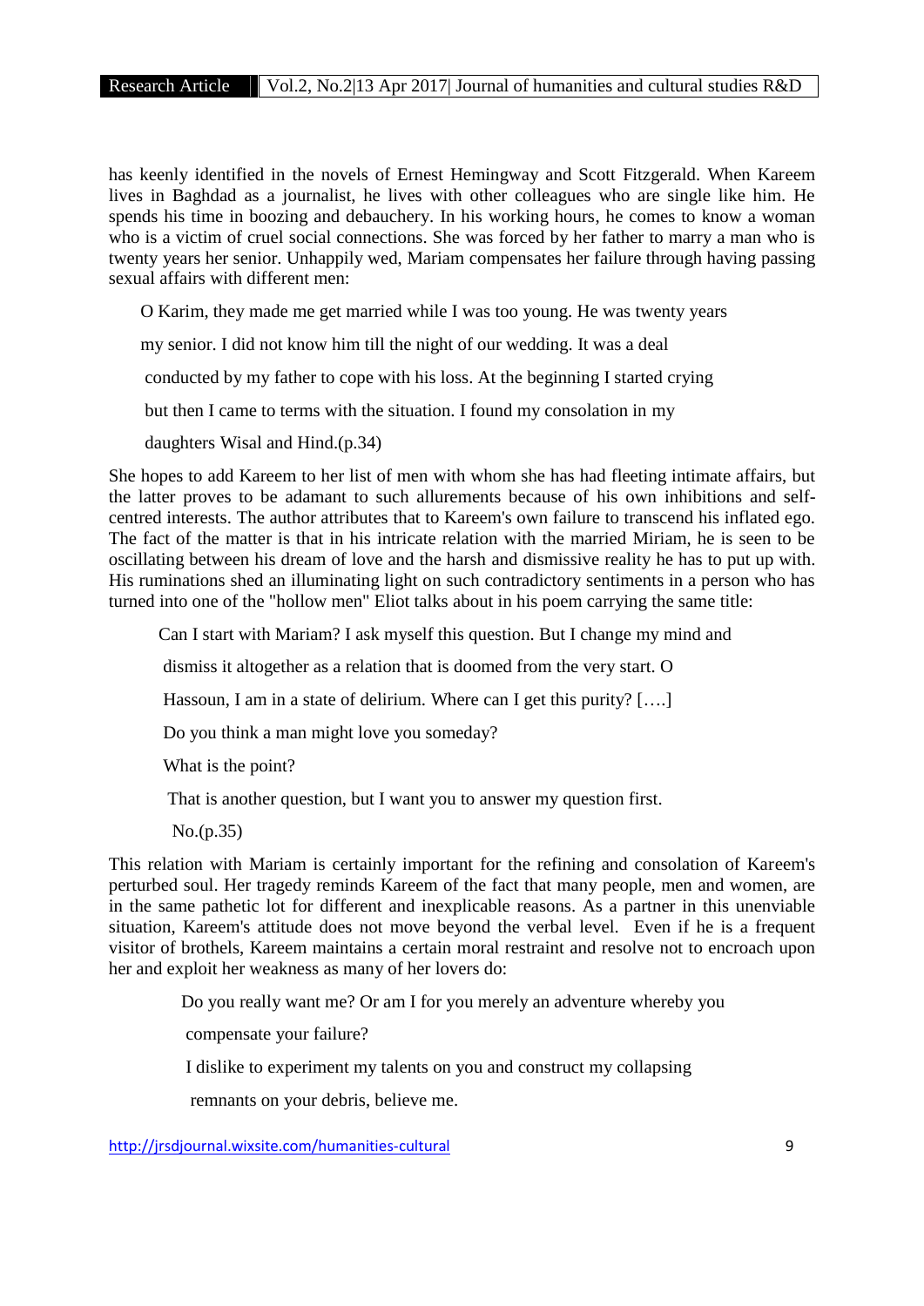has keenly identified in the novels of Ernest Hemingway and Scott Fitzgerald. When Kareem lives in Baghdad as a journalist, he lives with other colleagues who are single like him. He spends his time in boozing and debauchery. In his working hours, he comes to know a woman who is a victim of cruel social connections. She was forced by her father to marry a man who is twenty years her senior. Unhappily wed, Mariam compensates her failure through having passing sexual affairs with different men:

> O Karim, they made me get married while I was too young. He was twenty years
> my senior. I did not know him till the night of our wedding. It was a deal
> conducted by my father to cope with his loss. At the beginning I started crying
> but then I came to terms with the situation. I found my consolation in my
> daughters Wisal and Hind.(p.34)

She hopes to add Kareem to her list of men with whom she has had fleeting intimate affairs, but the latter proves to be adamant to such allurements because of his own inhibitions and self-centred interests. The author attributes that to Kareem's own failure to transcend his inflated ego. The fact of the matter is that in his intricate relation with the married Miriam, he is seen to be oscillating between his dream of love and the harsh and dismissive reality he has to put up with. His ruminations shed an illuminating light on such contradictory sentiments in a person who has turned into one of the "hollow men" Eliot talks about in his poem carrying the same title:

> Can I start with Mariam? I ask myself this question. But I change my mind and
> dismiss it altogether as a relation that is doomed from the very start. O
> Hassoun, I am in a state of delirium. Where can I get this purity? [….]
> Do you think a man might love you someday?
> What is the point?
> That is another question, but I want you to answer my question first.
> No.(p.35)

This relation with Mariam is certainly important for the refining and consolation of Kareem's perturbed soul. Her tragedy reminds Kareem of the fact that many people, men and women, are in the same pathetic lot for different and inexplicable reasons. As a partner in this unenviable situation, Kareem's attitude does not move beyond the verbal level. Even if he is a frequent visitor of brothels, Kareem maintains a certain moral restraint and resolve not to encroach upon her and exploit her weakness as many of her lovers do:

> Do you really want me? Or am I for you merely an adventure whereby you
> compensate your failure?
> I dislike to experiment my talents on you and construct my collapsing
> remnants on your debris, believe me.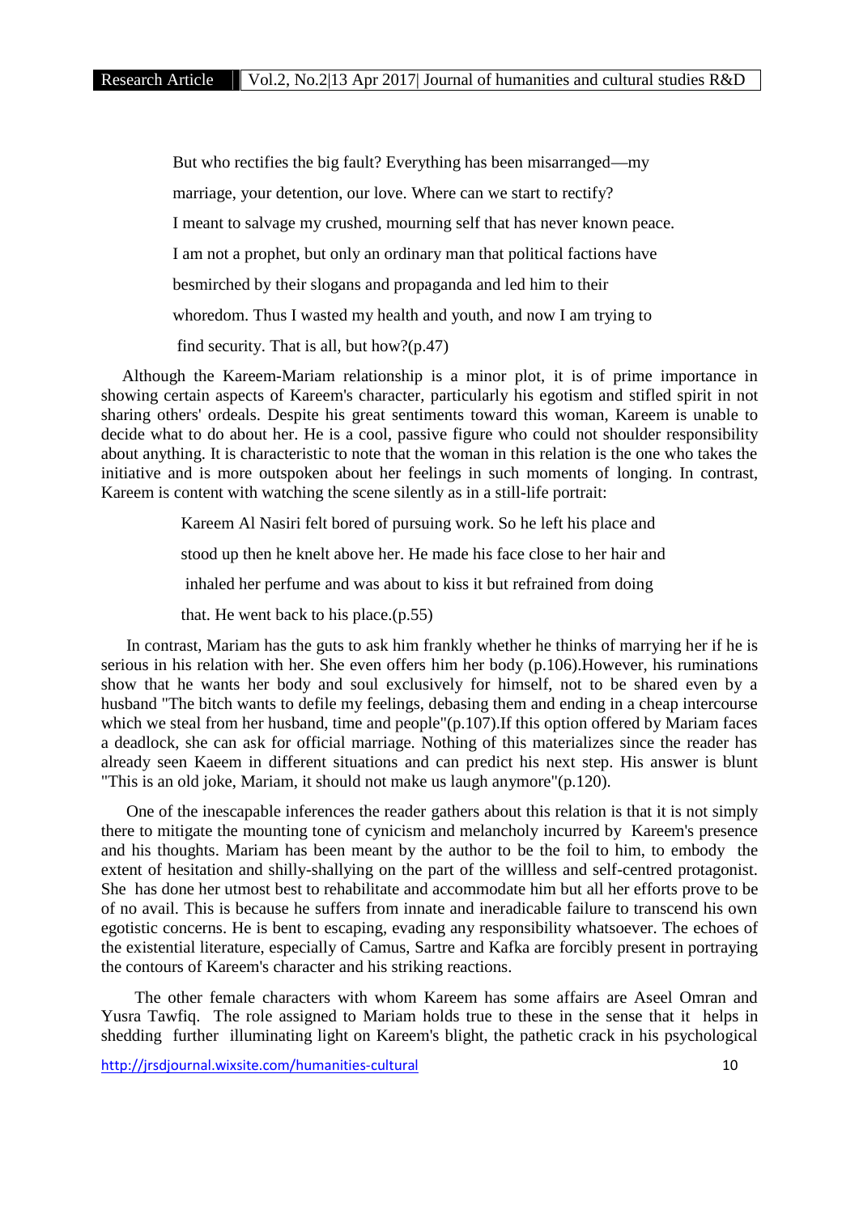> But who rectifies the big fault? Everything has been misarranged—my
> marriage, your detention, our love. Where can we start to rectify?
> I meant to salvage my crushed, mourning self that has never known peace.
> I am not a prophet, but only an ordinary man that political factions have
> besmirched by their slogans and propaganda and led him to their
> whoredom. Thus I wasted my health and youth, and now I am trying to
> find security. That is all, but how?(p.47)

Although the Kareem-Mariam relationship is a minor plot, it is of prime importance in showing certain aspects of Kareem's character, particularly his egotism and stifled spirit in not sharing others' ordeals. Despite his great sentiments toward this woman, Kareem is unable to decide what to do about her. He is a cool, passive figure who could not shoulder responsibility about anything. It is characteristic to note that the woman in this relation is the one who takes the initiative and is more outspoken about her feelings in such moments of longing. In contrast, Kareem is content with watching the scene silently as in a still-life portrait:

> Kareem Al Nasiri felt bored of pursuing work. So he left his place and
> stood up then he knelt above her. He made his face close to her hair and
> inhaled her perfume and was about to kiss it but refrained from doing
> that. He went back to his place.(p.55)

In contrast, Mariam has the guts to ask him frankly whether he thinks of marrying her if he is serious in his relation with her. She even offers him her body (p.106).However, his ruminations show that he wants her body and soul exclusively for himself, not to be shared even by a husband "The bitch wants to defile my feelings, debasing them and ending in a cheap intercourse which we steal from her husband, time and people"(p.107).If this option offered by Mariam faces a deadlock, she can ask for official marriage. Nothing of this materializes since the reader has already seen Kaeem in different situations and can predict his next step. His answer is blunt "This is an old joke, Mariam, it should not make us laugh anymore"(p.120).

One of the inescapable inferences the reader gathers about this relation is that it is not simply there to mitigate the mounting tone of cynicism and melancholy incurred by Kareem's presence and his thoughts. Mariam has been meant by the author to be the foil to him, to embody the extent of hesitation and shilly-shallying on the part of the willless and self-centred protagonist. She has done her utmost best to rehabilitate and accommodate him but all her efforts prove to be of no avail. This is because he suffers from innate and ineradicable failure to transcend his own egotistic concerns. He is bent to escaping, evading any responsibility whatsoever. The echoes of the existential literature, especially of Camus, Sartre and Kafka are forcibly present in portraying the contours of Kareem's character and his striking reactions.

The other female characters with whom Kareem has some affairs are Aseel Omran and Yusra Tawfiq. The role assigned to Mariam holds true to these in the sense that it helps in shedding further illuminating light on Kareem's blight, the pathetic crack in his psychological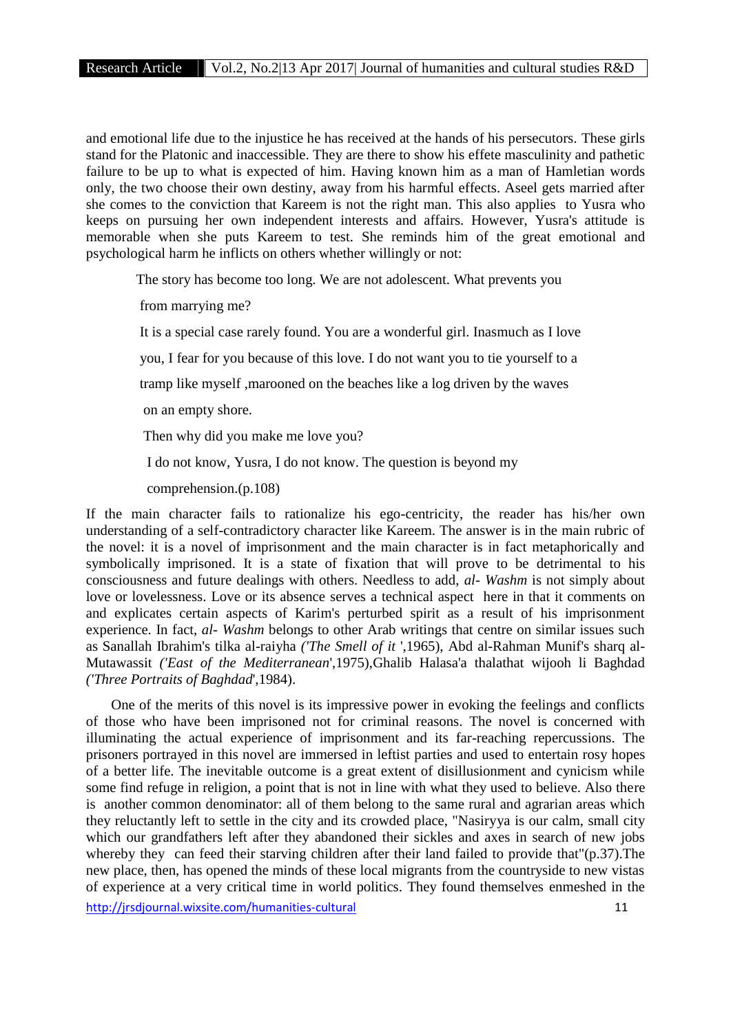and emotional life due to the injustice he has received at the hands of his persecutors. These girls stand for the Platonic and inaccessible. They are there to show his effete masculinity and pathetic failure to be up to what is expected of him. Having known him as a man of Hamletian words only, the two choose their own destiny, away from his harmful effects. Aseel gets married after she comes to the conviction that Kareem is not the right man. This also applies to Yusra who keeps on pursuing her own independent interests and affairs. However, Yusra's attitude is memorable when she puts Kareem to test. She reminds him of the great emotional and psychological harm he inflicts on others whether willingly or not:

> The story has become too long. We are not adolescent. What prevents you from marrying me?
>
> It is a special case rarely found. You are a wonderful girl. Inasmuch as I love you, I fear for you because of this love. I do not want you to tie yourself to a tramp like myself ,marooned on the beaches like a log driven by the waves on an empty shore.
>
> Then why did you make me love you?
>
> I do not know, Yusra, I do not know. The question is beyond my comprehension.(p.108)

If the main character fails to rationalize his ego-centricity, the reader has his/her own understanding of a self-contradictory character like Kareem. The answer is in the main rubric of the novel: it is a novel of imprisonment and the main character is in fact metaphorically and symbolically imprisoned. It is a state of fixation that will prove to be detrimental to his consciousness and future dealings with others. Needless to add, *al- Washm* is not simply about love or lovelessness. Love or its absence serves a technical aspect here in that it comments on and explicates certain aspects of Karim's perturbed spirit as a result of his imprisonment experience. In fact, *al- Washm* belongs to other Arab writings that centre on similar issues such as Sanallah Ibrahim's tilka al-raiyha *('The Smell of it* ',1965), Abd al-Rahman Munif's sharq al-Mutawassit *('East of the Mediterranean*',1975),Ghalib Halasa'a thalathat wijooh li Baghdad *('Three Portraits of Baghdad*',1984).

One of the merits of this novel is its impressive power in evoking the feelings and conflicts of those who have been imprisoned not for criminal reasons. The novel is concerned with illuminating the actual experience of imprisonment and its far-reaching repercussions. The prisoners portrayed in this novel are immersed in leftist parties and used to entertain rosy hopes of a better life. The inevitable outcome is a great extent of disillusionment and cynicism while some find refuge in religion, a point that is not in line with what they used to believe. Also there is another common denominator: all of them belong to the same rural and agrarian areas which they reluctantly left to settle in the city and its crowded place, "Nasiryya is our calm, small city which our grandfathers left after they abandoned their sickles and axes in search of new jobs whereby they can feed their starving children after their land failed to provide that"(p.37).The new place, then, has opened the minds of these local migrants from the countryside to new vistas of experience at a very critical time in world politics. They found themselves enmeshed in the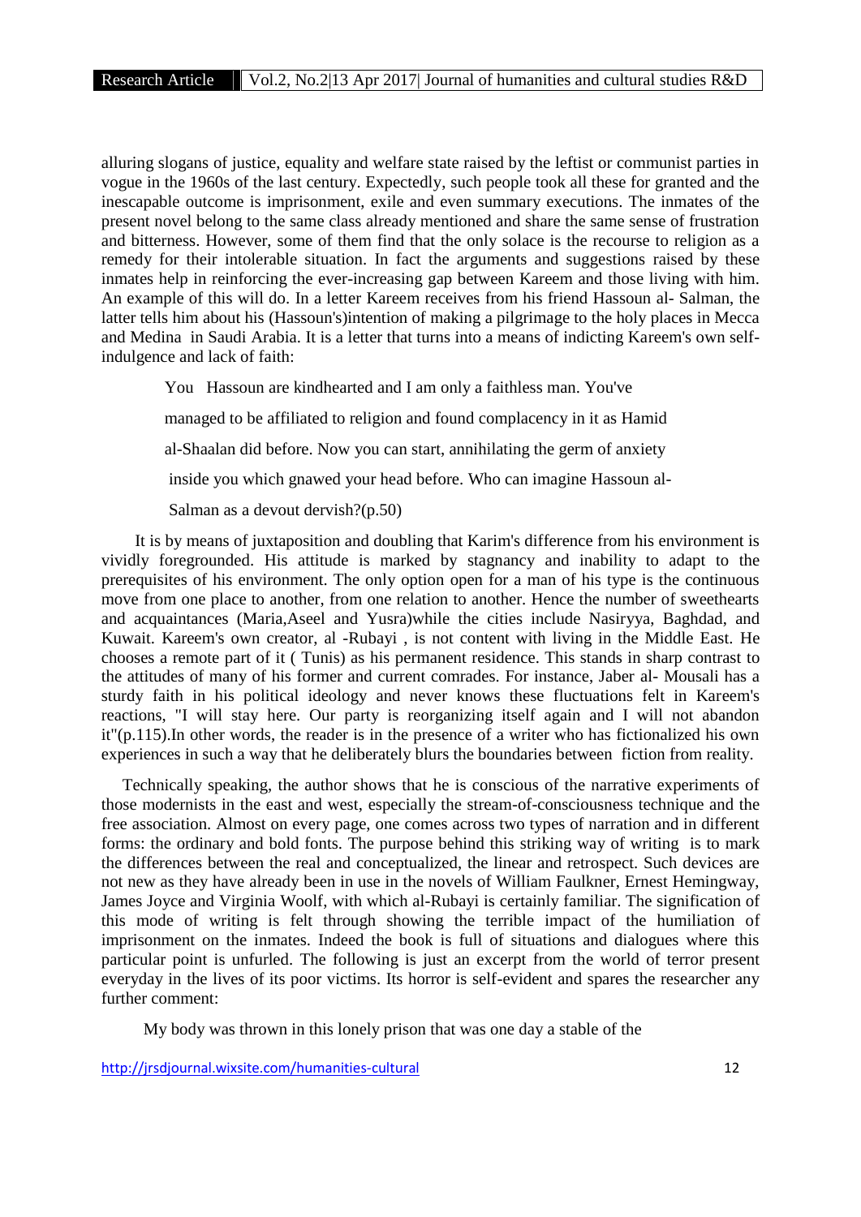alluring slogans of justice, equality and welfare state raised by the leftist or communist parties in vogue in the 1960s of the last century. Expectedly, such people took all these for granted and the inescapable outcome is imprisonment, exile and even summary executions. The inmates of the present novel belong to the same class already mentioned and share the same sense of frustration and bitterness. However, some of them find that the only solace is the recourse to religion as a remedy for their intolerable situation. In fact the arguments and suggestions raised by these inmates help in reinforcing the ever-increasing gap between Kareem and those living with him. An example of this will do. In a letter Kareem receives from his friend Hassoun al- Salman, the latter tells him about his (Hassoun's)intention of making a pilgrimage to the holy places in Mecca and Medina in Saudi Arabia. It is a letter that turns into a means of indicting Kareem's own self-indulgence and lack of faith:

> You Hassoun are kindhearted and I am only a faithless man. You've managed to be affiliated to religion and found complacency in it as Hamid al-Shaalan did before. Now you can start, annihilating the germ of anxiety inside you which gnawed your head before. Who can imagine Hassoun al-Salman as a devout dervish?(p.50)

It is by means of juxtaposition and doubling that Karim's difference from his environment is vividly foregrounded. His attitude is marked by stagnancy and inability to adapt to the prerequisites of his environment. The only option open for a man of his type is the continuous move from one place to another, from one relation to another. Hence the number of sweethearts and acquaintances (Maria,Aseel and Yusra)while the cities include Nasiryya, Baghdad, and Kuwait. Kareem's own creator, al -Rubayi , is not content with living in the Middle East. He chooses a remote part of it ( Tunis) as his permanent residence. This stands in sharp contrast to the attitudes of many of his former and current comrades. For instance, Jaber al- Mousali has a sturdy faith in his political ideology and never knows these fluctuations felt in Kareem's reactions, "I will stay here. Our party is reorganizing itself again and I will not abandon it"(p.115).In other words, the reader is in the presence of a writer who has fictionalized his own experiences in such a way that he deliberately blurs the boundaries between fiction from reality.

Technically speaking, the author shows that he is conscious of the narrative experiments of those modernists in the east and west, especially the stream-of-consciousness technique and the free association. Almost on every page, one comes across two types of narration and in different forms: the ordinary and bold fonts. The purpose behind this striking way of writing is to mark the differences between the real and conceptualized, the linear and retrospect. Such devices are not new as they have already been in use in the novels of William Faulkner, Ernest Hemingway, James Joyce and Virginia Woolf, with which al-Rubayi is certainly familiar. The signification of this mode of writing is felt through showing the terrible impact of the humiliation of imprisonment on the inmates. Indeed the book is full of situations and dialogues where this particular point is unfurled. The following is just an excerpt from the world of terror present everyday in the lives of its poor victims. Its horror is self-evident and spares the researcher any further comment:

> My body was thrown in this lonely prison that was one day a stable of the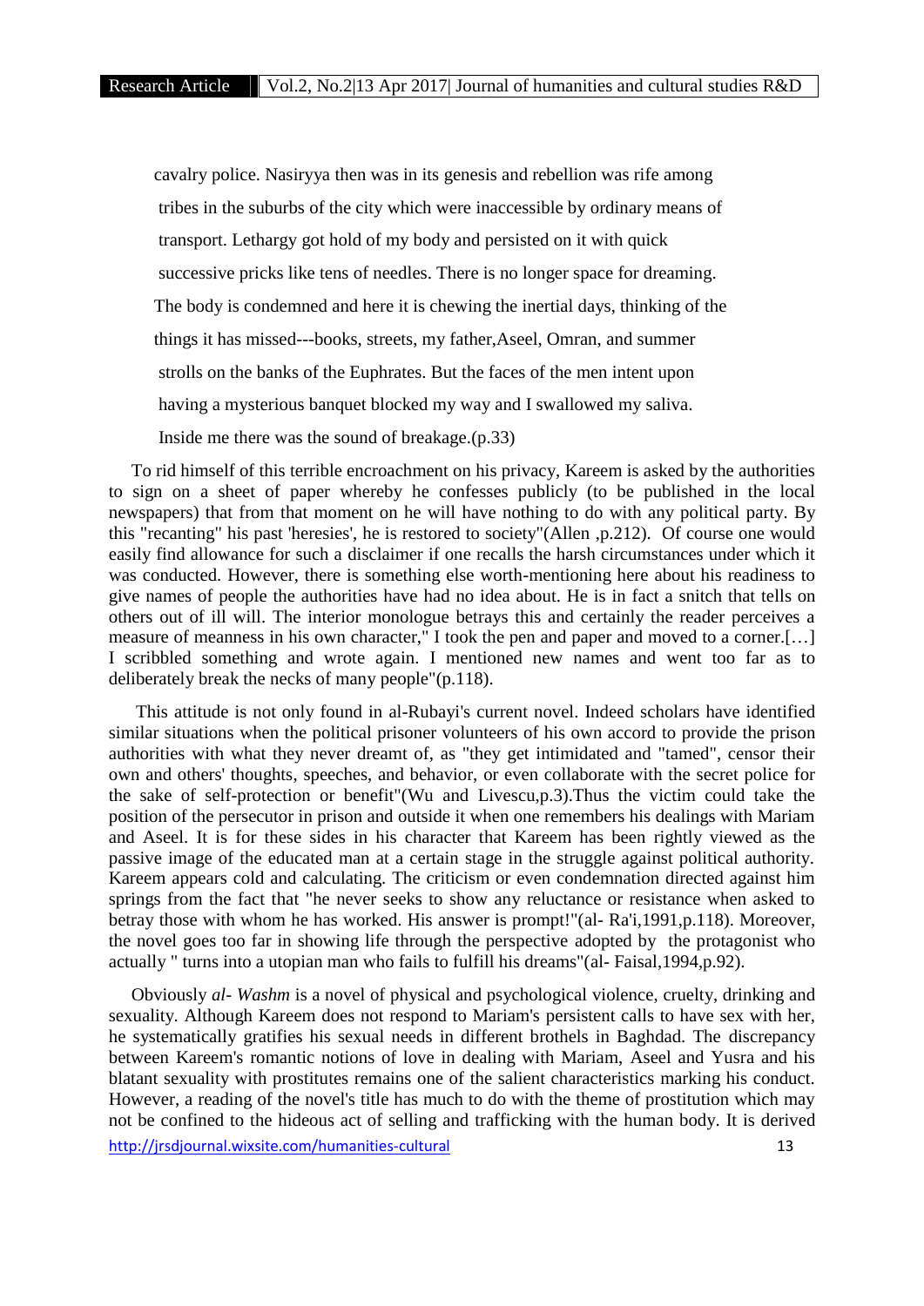> cavalry police. Nasiryya then was in its genesis and rebellion was rife among tribes in the suburbs of the city which were inaccessible by ordinary means of transport. Lethargy got hold of my body and persisted on it with quick successive pricks like tens of needles. There is no longer space for dreaming. The body is condemned and here it is chewing the inertial days, thinking of the things it has missed---books, streets, my father,Aseel, Omran, and summer strolls on the banks of the Euphrates. But the faces of the men intent upon having a mysterious banquet blocked my way and I swallowed my saliva. Inside me there was the sound of breakage.(p.33)

To rid himself of this terrible encroachment on his privacy, Kareem is asked by the authorities to sign on a sheet of paper whereby he confesses publicly (to be published in the local newspapers) that from that moment on he will have nothing to do with any political party. By this "recanting" his past 'heresies', he is restored to society"(Allen ,p.212). Of course one would easily find allowance for such a disclaimer if one recalls the harsh circumstances under which it was conducted. However, there is something else worth-mentioning here about his readiness to give names of people the authorities have had no idea about. He is in fact a snitch that tells on others out of ill will. The interior monologue betrays this and certainly the reader perceives a measure of meanness in his own character," I took the pen and paper and moved to a corner.[…] I scribbled something and wrote again. I mentioned new names and went too far as to deliberately break the necks of many people"(p.118).

This attitude is not only found in al-Rubayi's current novel. Indeed scholars have identified similar situations when the political prisoner volunteers of his own accord to provide the prison authorities with what they never dreamt of, as "they get intimidated and "tamed", censor their own and others' thoughts, speeches, and behavior, or even collaborate with the secret police for the sake of self-protection or benefit"(Wu and Livescu,p.3).Thus the victim could take the position of the persecutor in prison and outside it when one remembers his dealings with Mariam and Aseel. It is for these sides in his character that Kareem has been rightly viewed as the passive image of the educated man at a certain stage in the struggle against political authority. Kareem appears cold and calculating. The criticism or even condemnation directed against him springs from the fact that "he never seeks to show any reluctance or resistance when asked to betray those with whom he has worked. His answer is prompt!"(al- Ra'i,1991,p.118). Moreover, the novel goes too far in showing life through the perspective adopted by the protagonist who actually " turns into a utopian man who fails to fulfill his dreams"(al- Faisal,1994,p.92).

Obviously *al- Washm* is a novel of physical and psychological violence, cruelty, drinking and sexuality. Although Kareem does not respond to Mariam's persistent calls to have sex with her, he systematically gratifies his sexual needs in different brothels in Baghdad. The discrepancy between Kareem's romantic notions of love in dealing with Mariam, Aseel and Yusra and his blatant sexuality with prostitutes remains one of the salient characteristics marking his conduct. However, a reading of the novel's title has much to do with the theme of prostitution which may not be confined to the hideous act of selling and trafficking with the human body. It is derived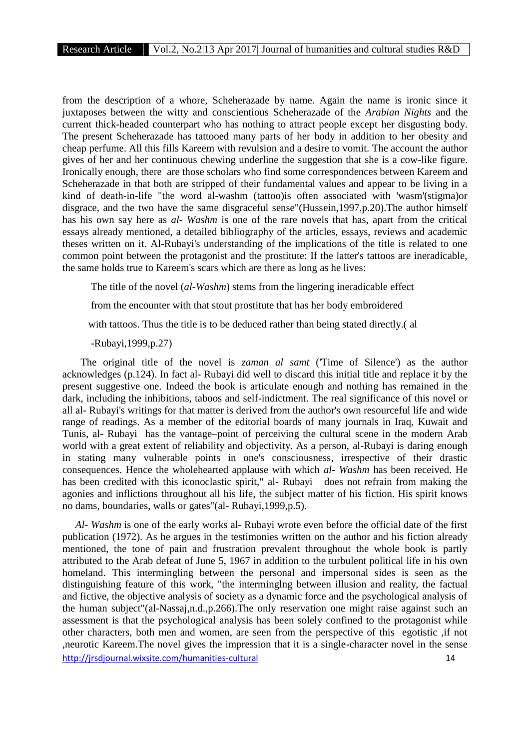from the description of a whore, Scheherazade by name. Again the name is ironic since it juxtaposes between the witty and conscientious Scheherazade of the *Arabian Nights* and the current thick-headed counterpart who has nothing to attract people except her disgusting body. The present Scheherazade has tattooed many parts of her body in addition to her obesity and cheap perfume. All this fills Kareem with revulsion and a desire to vomit. The account the author gives of her and her continuous chewing underline the suggestion that she is a cow-like figure. Ironically enough, there are those scholars who find some correspondences between Kareem and Scheherazade in that both are stripped of their fundamental values and appear to be living in a kind of death-in-life "the word al-washm (tattoo)is often associated with 'wasm'(stigma)or disgrace, and the two have the same disgraceful sense"(Hussein,1997,p.20).The author himself has his own say here as *al- Washm* is one of the rare novels that has, apart from the critical essays already mentioned, a detailed bibliography of the articles, essays, reviews and academic theses written on it. Al-Rubayi's understanding of the implications of the title is related to one common point between the protagonist and the prostitute: If the latter's tattoos are ineradicable, the same holds true to Kareem's scars which are there as long as he lives:

> The title of the novel (*al-Washm*) stems from the lingering ineradicable effect from the encounter with that stout prostitute that has her body embroidered with tattoos. Thus the title is to be deduced rather than being stated directly.( al -Rubayi,1999,p.27)

The original title of the novel is *zaman al samt* ('Time of Silence') as the author acknowledges (p.124). In fact al- Rubayi did well to discard this initial title and replace it by the present suggestive one. Indeed the book is articulate enough and nothing has remained in the dark, including the inhibitions, taboos and self-indictment. The real significance of this novel or all al- Rubayi's writings for that matter is derived from the author's own resourceful life and wide range of readings. As a member of the editorial boards of many journals in Iraq, Kuwait and Tunis, al- Rubayi has the vantage–point of perceiving the cultural scene in the modern Arab world with a great extent of reliability and objectivity. As a person, al-Rubayi is daring enough in stating many vulnerable points in one's consciousness, irrespective of their drastic consequences. Hence the wholehearted applause with which *al- Washm* has been received. He has been credited with this iconoclastic spirit," al- Rubayi does not refrain from making the agonies and inflictions throughout all his life, the subject matter of his fiction. His spirit knows no dams, boundaries, walls or gates"(al- Rubayi,1999,p.5).

*Al- Washm* is one of the early works al- Rubayi wrote even before the official date of the first publication (1972). As he argues in the testimonies written on the author and his fiction already mentioned, the tone of pain and frustration prevalent throughout the whole book is partly attributed to the Arab defeat of June 5, 1967 in addition to the turbulent political life in his own homeland. This intermingling between the personal and impersonal sides is seen as the distinguishing feature of this work, "the intermingling between illusion and reality, the factual and fictive, the objective analysis of society as a dynamic force and the psychological analysis of the human subject"(al-Nassaj,n.d.,p.266).The only reservation one might raise against such an assessment is that the psychological analysis has been solely confined to the protagonist while other characters, both men and women, are seen from the perspective of this egotistic ,if not ,neurotic Kareem.The novel gives the impression that it is a single-character novel in the sense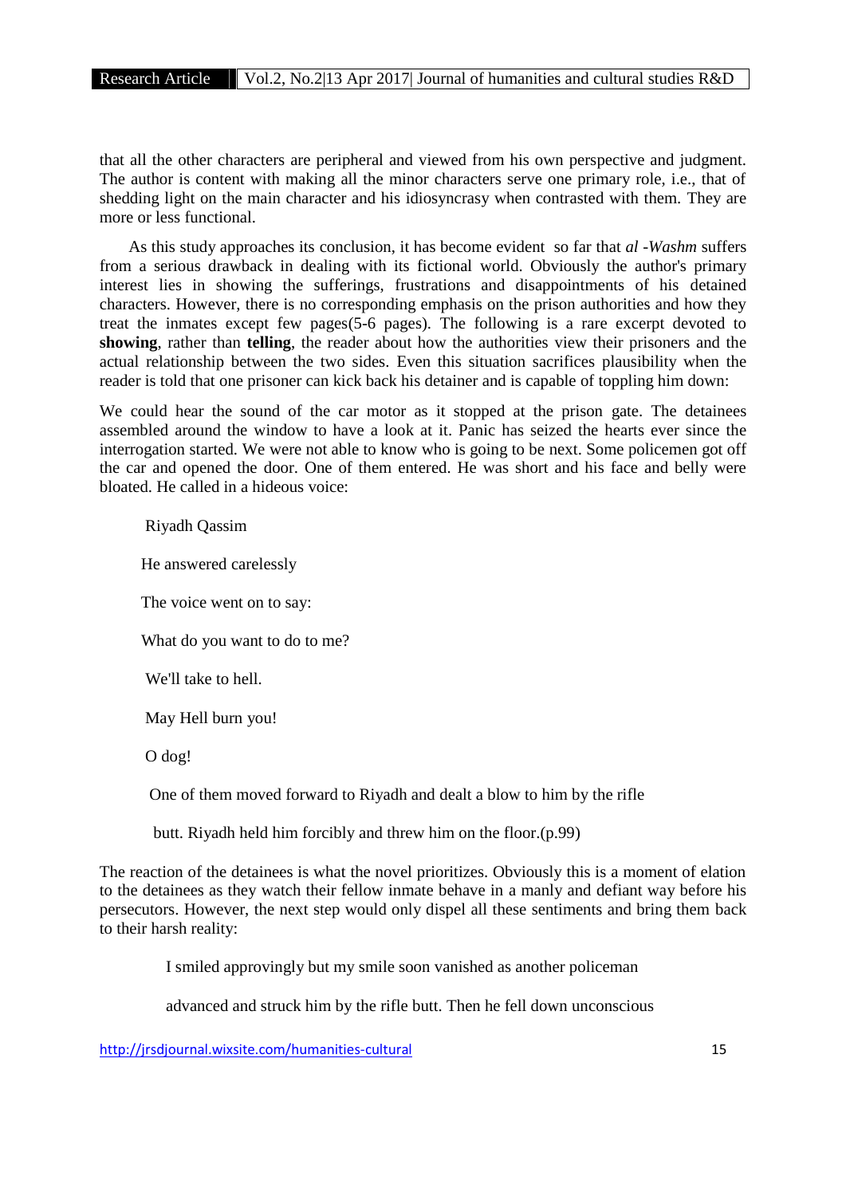that all the other characters are peripheral and viewed from his own perspective and judgment. The author is content with making all the minor characters serve one primary role, i.e., that of shedding light on the main character and his idiosyncrasy when contrasted with them. They are more or less functional.

As this study approaches its conclusion, it has become evident so far that *al -Washm* suffers from a serious drawback in dealing with its fictional world. Obviously the author's primary interest lies in showing the sufferings, frustrations and disappointments of his detained characters. However, there is no corresponding emphasis on the prison authorities and how they treat the inmates except few pages(5-6 pages). The following is a rare excerpt devoted to **showing**, rather than **telling**, the reader about how the authorities view their prisoners and the actual relationship between the two sides. Even this situation sacrifices plausibility when the reader is told that one prisoner can kick back his detainer and is capable of toppling him down:

We could hear the sound of the car motor as it stopped at the prison gate. The detainees assembled around the window to have a look at it. Panic has seized the hearts ever since the interrogation started. We were not able to know who is going to be next. Some policemen got off the car and opened the door. One of them entered. He was short and his face and belly were bloated. He called in a hideous voice:

> Riyadh Qassim
>
> He answered carelessly
>
> The voice went on to say:
>
> What do you want to do to me?
>
> We'll take to hell.
>
> May Hell burn you!
>
> O dog!
>
> One of them moved forward to Riyadh and dealt a blow to him by the rifle
>
> butt. Riyadh held him forcibly and threw him on the floor.(p.99)

The reaction of the detainees is what the novel prioritizes. Obviously this is a moment of elation to the detainees as they watch their fellow inmate behave in a manly and defiant way before his persecutors. However, the next step would only dispel all these sentiments and bring them back to their harsh reality:

> I smiled approvingly but my smile soon vanished as another policeman
>
> advanced and struck him by the rifle butt. Then he fell down unconscious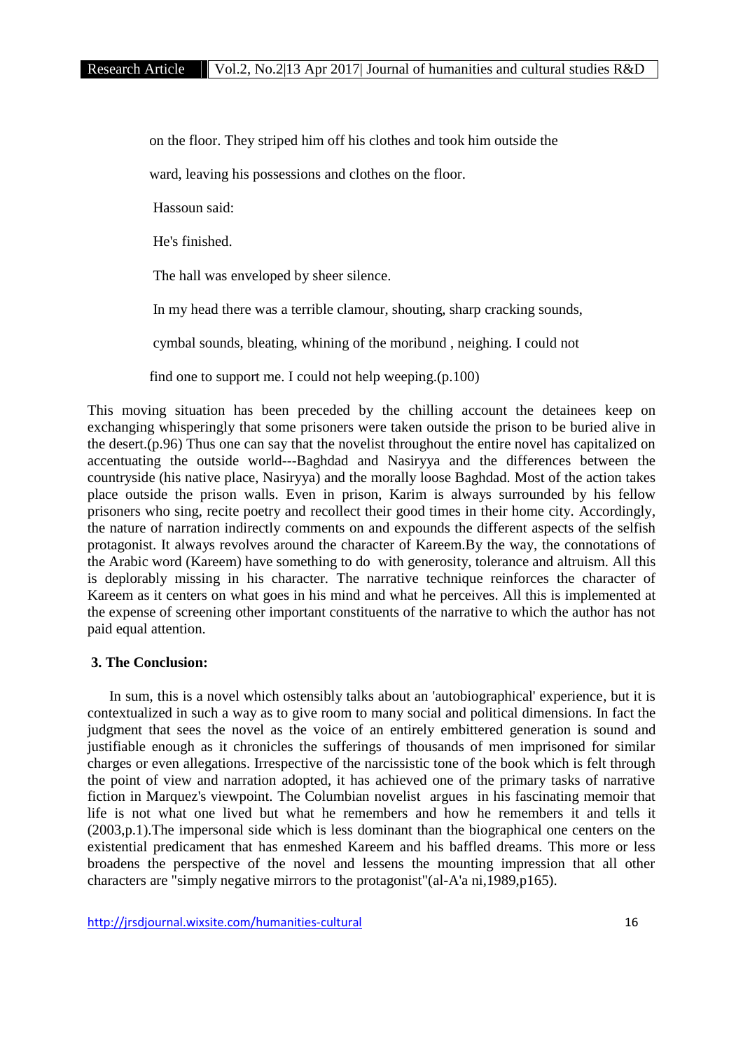on the floor. They striped him off his clothes and took him outside the ward, leaving his possessions and clothes on the floor.

Hassoun said:

He's finished.

The hall was enveloped by sheer silence.

In my head there was a terrible clamour, shouting, sharp cracking sounds, cymbal sounds, bleating, whining of the moribund , neighing. I could not find one to support me. I could not help weeping.(p.100)

This moving situation has been preceded by the chilling account the detainees keep on exchanging whisperingly that some prisoners were taken outside the prison to be buried alive in the desert.(p.96) Thus one can say that the novelist throughout the entire novel has capitalized on accentuating the outside world---Baghdad and Nasiryya and the differences between the countryside (his native place, Nasiryya) and the morally loose Baghdad. Most of the action takes place outside the prison walls. Even in prison, Karim is always surrounded by his fellow prisoners who sing, recite poetry and recollect their good times in their home city. Accordingly, the nature of narration indirectly comments on and expounds the different aspects of the selfish protagonist. It always revolves around the character of Kareem.By the way, the connotations of the Arabic word (Kareem) have something to do with generosity, tolerance and altruism. All this is deplorably missing in his character. The narrative technique reinforces the character of Kareem as it centers on what goes in his mind and what he perceives. All this is implemented at the expense of screening other important constituents of the narrative to which the author has not paid equal attention.

### 3. The Conclusion:

In sum, this is a novel which ostensibly talks about an 'autobiographical' experience, but it is contextualized in such a way as to give room to many social and political dimensions. In fact the judgment that sees the novel as the voice of an entirely embittered generation is sound and justifiable enough as it chronicles the sufferings of thousands of men imprisoned for similar charges or even allegations. Irrespective of the narcissistic tone of the book which is felt through the point of view and narration adopted, it has achieved one of the primary tasks of narrative fiction in Marquez's viewpoint. The Columbian novelist argues in his fascinating memoir that life is not what one lived but what he remembers and how he remembers it and tells it (2003,p.1).The impersonal side which is less dominant than the biographical one centers on the existential predicament that has enmeshed Kareem and his baffled dreams. This more or less broadens the perspective of the novel and lessens the mounting impression that all other characters are "simply negative mirrors to the protagonist"(al-A'a ni,1989,p165).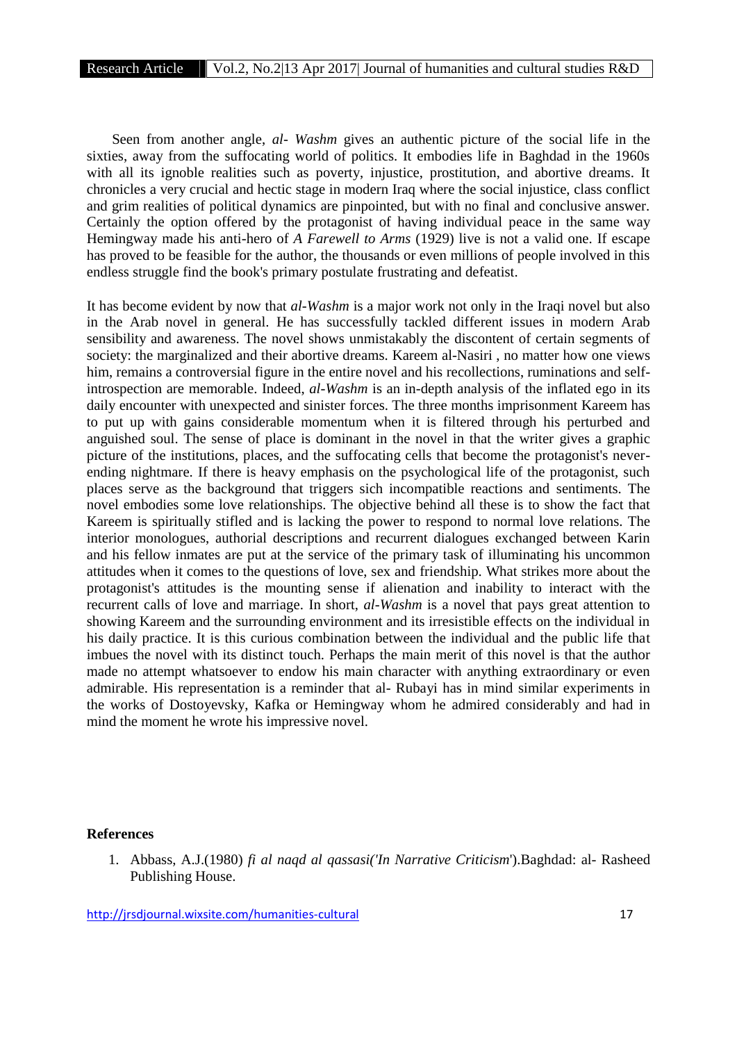Seen from another angle, *al- Washm* gives an authentic picture of the social life in the sixties, away from the suffocating world of politics. It embodies life in Baghdad in the 1960s with all its ignoble realities such as poverty, injustice, prostitution, and abortive dreams. It chronicles a very crucial and hectic stage in modern Iraq where the social injustice, class conflict and grim realities of political dynamics are pinpointed, but with no final and conclusive answer. Certainly the option offered by the protagonist of having individual peace in the same way Hemingway made his anti-hero of *A Farewell to Arms* (1929) live is not a valid one. If escape has proved to be feasible for the author, the thousands or even millions of people involved in this endless struggle find the book's primary postulate frustrating and defeatist.

It has become evident by now that *al-Washm* is a major work not only in the Iraqi novel but also in the Arab novel in general. He has successfully tackled different issues in modern Arab sensibility and awareness. The novel shows unmistakably the discontent of certain segments of society: the marginalized and their abortive dreams. Kareem al-Nasiri , no matter how one views him, remains a controversial figure in the entire novel and his recollections, ruminations and self-introspection are memorable. Indeed, *al-Washm* is an in-depth analysis of the inflated ego in its daily encounter with unexpected and sinister forces. The three months imprisonment Kareem has to put up with gains considerable momentum when it is filtered through his perturbed and anguished soul. The sense of place is dominant in the novel in that the writer gives a graphic picture of the institutions, places, and the suffocating cells that become the protagonist's never-ending nightmare. If there is heavy emphasis on the psychological life of the protagonist, such places serve as the background that triggers sich incompatible reactions and sentiments. The novel embodies some love relationships. The objective behind all these is to show the fact that Kareem is spiritually stifled and is lacking the power to respond to normal love relations. The interior monologues, authorial descriptions and recurrent dialogues exchanged between Karin and his fellow inmates are put at the service of the primary task of illuminating his uncommon attitudes when it comes to the questions of love, sex and friendship. What strikes more about the protagonist's attitudes is the mounting sense if alienation and inability to interact with the recurrent calls of love and marriage. In short, *al-Washm* is a novel that pays great attention to showing Kareem and the surrounding environment and its irresistible effects on the individual in his daily practice. It is this curious combination between the individual and the public life that imbues the novel with its distinct touch. Perhaps the main merit of this novel is that the author made no attempt whatsoever to endow his main character with anything extraordinary or even admirable. His representation is a reminder that al- Rubayi has in mind similar experiments in the works of Dostoyevsky, Kafka or Hemingway whom he admired considerably and had in mind the moment he wrote his impressive novel.

## References

1. Abbass, A.J.(1980) *fi al naqd al qassasi('In Narrative Criticism*').Baghdad: al- Rasheed Publishing House.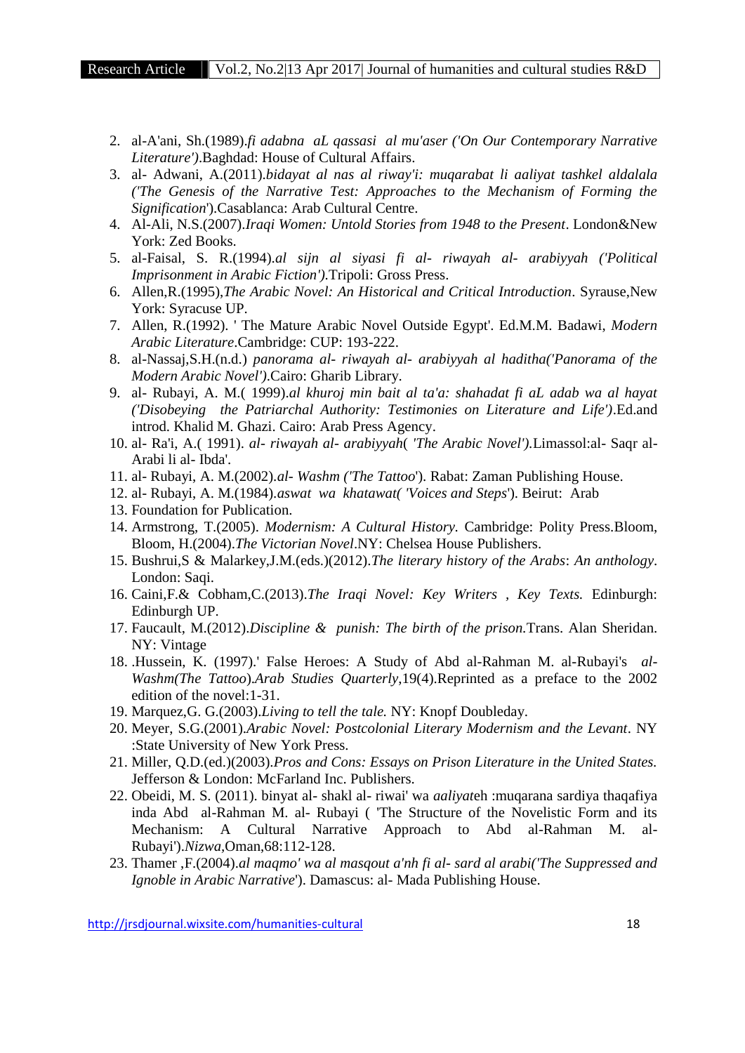2. al-A'ani, Sh.(1989).*fi adabna aL qassasi al mu'aser ('On Our Contemporary Narrative Literature')*.Baghdad: House of Cultural Affairs.
3. al- Adwani, A.(2011).*bidayat al nas al riway'i: muqarabat li aaliyat tashkel aldalala ('The Genesis of the Narrative Test: Approaches to the Mechanism of Forming the Signification*').Casablanca: Arab Cultural Centre.
4. Al-Ali, N.S.(2007).*Iraqi Women: Untold Stories from 1948 to the Present*. London&New York: Zed Books.
5. al-Faisal, S. R.(1994).*al sijn al siyasi fi al- riwayah al- arabiyyah ('Political Imprisonment in Arabic Fiction')*.Tripoli: Gross Press.
6. Allen,R.(1995),*The Arabic Novel: An Historical and Critical Introduction*. Syrause,New York: Syracuse UP.
7. Allen, R.(1992). ' The Mature Arabic Novel Outside Egypt'. Ed.M.M. Badawi, *Modern Arabic Literature*.Cambridge: CUP: 193-222.
8. al-Nassaj,S.H.(n.d.) *panorama al- riwayah al- arabiyyah al haditha('Panorama of the Modern Arabic Novel')*.Cairo: Gharib Library.
9. al- Rubayi, A. M.( 1999).*al khuroj min bait al ta'a: shahadat fi aL adab wa al hayat ('Disobeying the Patriarchal Authority: Testimonies on Literature and Life')*.Ed.and introd. Khalid M. Ghazi. Cairo: Arab Press Agency.
10. al- Ra'i, A.( 1991). *al- riwayah al- arabiyyah*( *'The Arabic Novel')*.Limassol:al- Saqr al-Arabi li al- Ibda'.
11. al- Rubayi, A. M.(2002).*al- Washm ('The Tattoo*'). Rabat: Zaman Publishing House.
12. al- Rubayi, A. M.(1984).*aswat wa khatawat( 'Voices and Steps*'). Beirut: Arab
13. Foundation for Publication.
14. Armstrong, T.(2005). *Modernism: A Cultural History.* Cambridge: Polity Press.Bloom, Bloom, H.(2004).*The Victorian Novel*.NY: Chelsea House Publishers.
15. Bushrui,S & Malarkey,J.M.(eds.)(2012).*The literary history of the Arabs*: *An anthology*. London: Saqi.
16. Caini,F.& Cobham,C.(2013).*The Iraqi Novel: Key Writers , Key Texts.* Edinburgh: Edinburgh UP.
17. Faucault, M.(2012).*Discipline & punish: The birth of the prison.*Trans. Alan Sheridan. NY: Vintage
18. .Hussein, K. (1997).' False Heroes: A Study of Abd al-Rahman M. al-Rubayi's *al-Washm(The Tattoo*).*Arab Studies Quarterly*,19(4).Reprinted as a preface to the 2002 edition of the novel:1-31.
19. Marquez,G. G.(2003).*Living to tell the tale.* NY: Knopf Doubleday.
20. Meyer, S.G.(2001).*Arabic Novel: Postcolonial Literary Modernism and the Levant*. NY :State University of New York Press.
21. Miller, Q.D.(ed.)(2003).*Pros and Cons: Essays on Prison Literature in the United States.* Jefferson & London: McFarland Inc. Publishers.
22. Obeidi, M. S. (2011). binyat al- shakl al- riwai' wa *aaliyat*eh :muqarana sardiya thaqafiya inda Abd al-Rahman M. al- Rubayi ( 'The Structure of the Novelistic Form and its Mechanism: A Cultural Narrative Approach to Abd al-Rahman M. al-Rubayi').*Nizwa*,Oman,68:112-128.
23. Thamer ,F.(2004).*al maqmo' wa al masqout a'nh fi al- sard al arabi('The Suppressed and Ignoble in Arabic Narrative*'). Damascus: al- Mada Publishing House.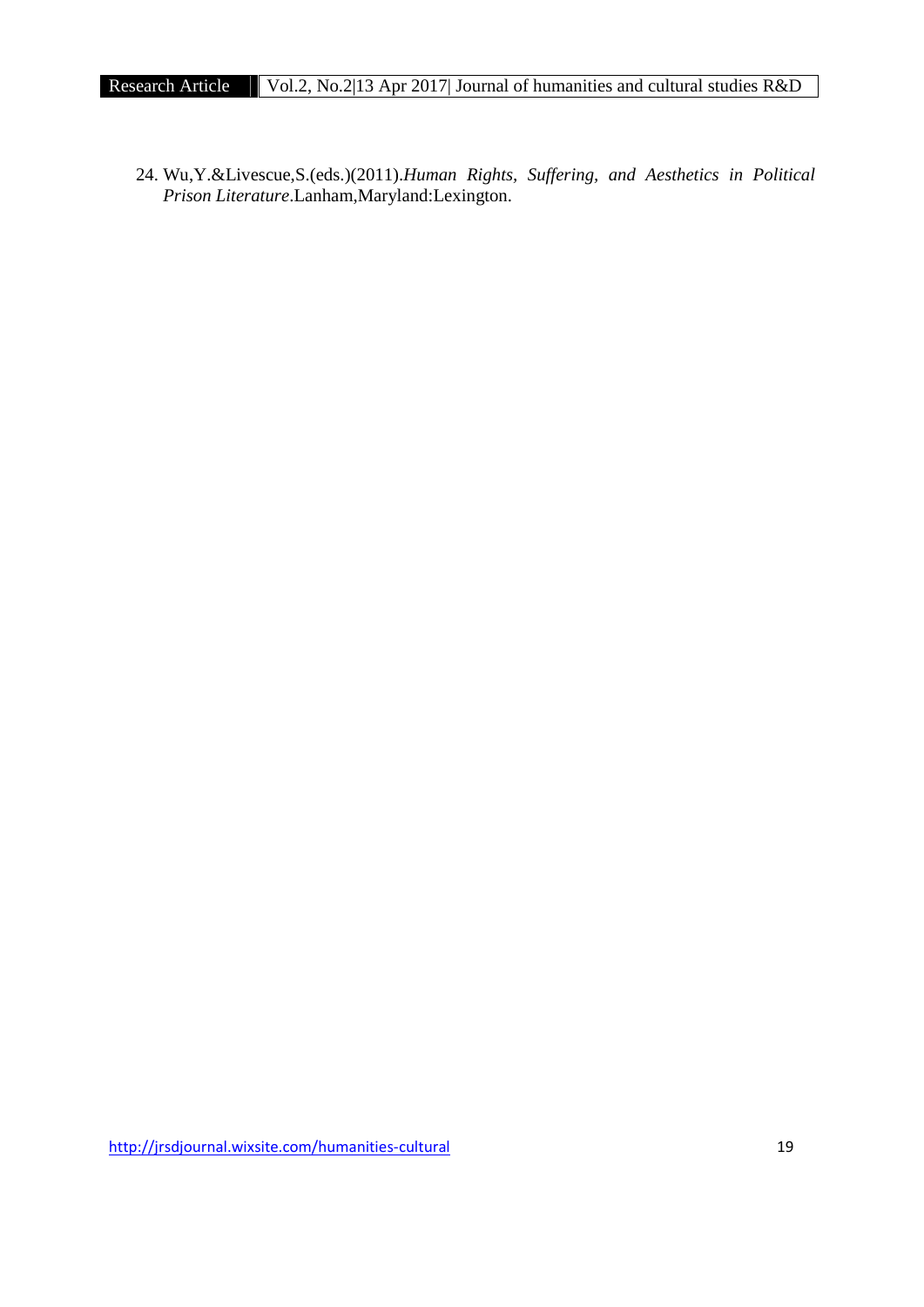24. Wu,Y.&Livescue,S.(eds.)(2011).*Human Rights, Suffering, and Aesthetics in Political Prison Literature*.Lanham,Maryland:Lexington.